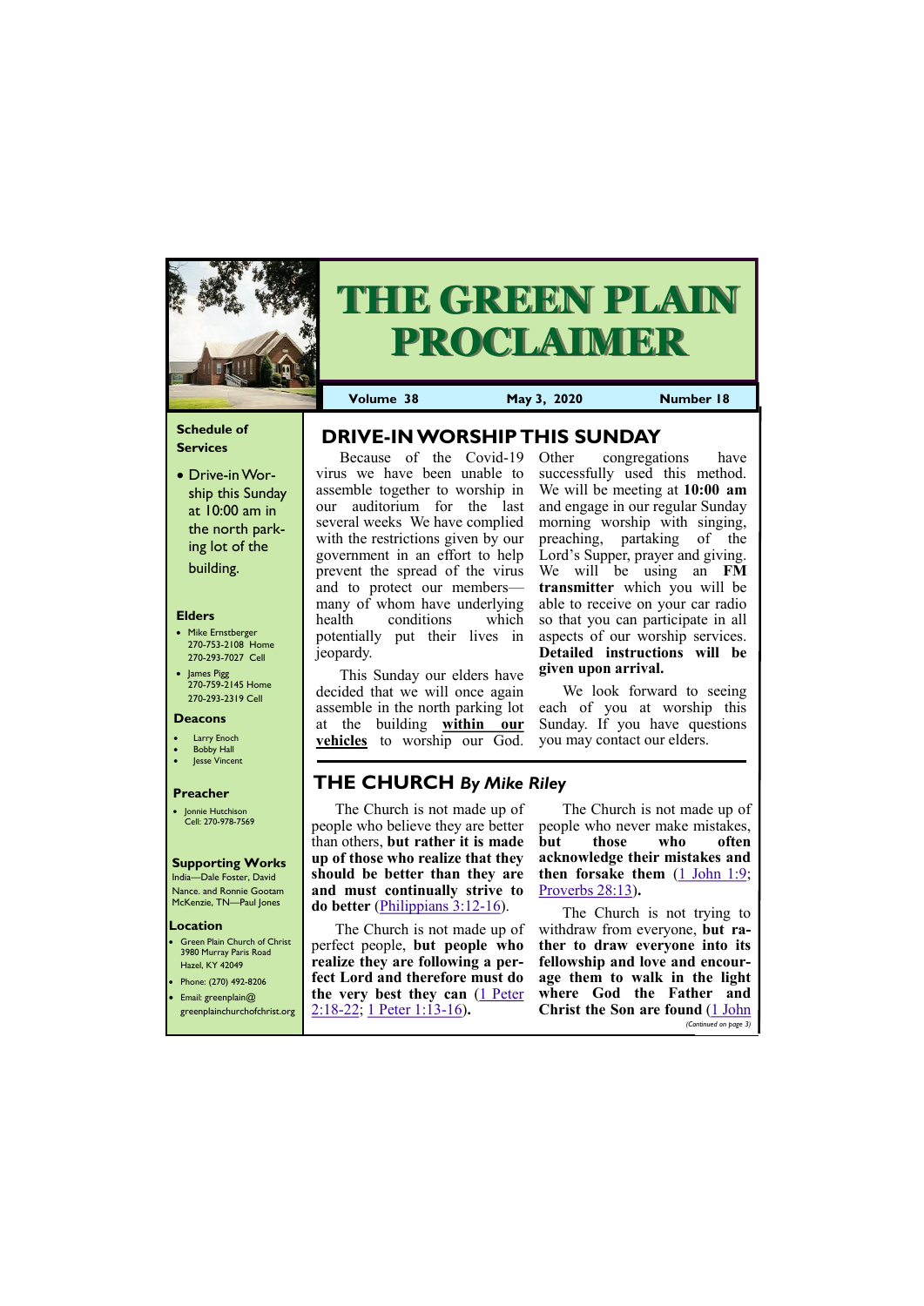# THE GREEN PLAIN PROCLAIMER

**Volume 38** | **May 3, 2020** | **Number 18**

### Schedule of Services

- Drive-in Worship this Sunday at 10:00 am in the north parking lot of the building.

### Elders

- Mike Ernstberger
  270-753-2108 Home
  270-293-7027 Cell
- James Pigg
  270-759-2145 Home
  270-293-2319 Cell

### Deacons

- Larry Enoch
- Bobby Hall
- Jesse Vincent

### Preacher

- Jonnie Hutchison
  Cell: 270-978-7569

### Supporting Works

India—Dale Foster, David Nance. and Ronnie Gootam
McKenzie, TN—Paul Jones

### Location

- Green Plain Church of Christ
  3980 Murray Paris Road
  Hazel, KY 42049
- Phone: (270) 492-8206
- Email: greenplain@greenplainchurchofchrist.org

## DRIVE-IN WORSHIP THIS SUNDAY

Because of the Covid-19 virus we have been unable to assemble together to worship in our auditorium for the last several weeks We have complied with the restrictions given by our government in an effort to help prevent the spread of the virus and to protect our members—many of whom have underlying health conditions which potentially put their lives in jeopardy.

This Sunday our elders have decided that we will once again assemble in the north parking lot at the building **within our vehicles** to worship our God. Other congregations have successfully used this method. We will be meeting at **10:00 am** and engage in our regular Sunday morning worship with singing, preaching, partaking of the Lord's Supper, prayer and giving. We will be using an **FM transmitter** which you will be able to receive on your car radio so that you can participate in all aspects of our worship services. **Detailed instructions will be given upon arrival.**

We look forward to seeing each of you at worship this Sunday. If you have questions you may contact our elders.

## THE CHURCH *By Mike Riley*

The Church is not made up of people who believe they are better than others, **but rather it is made up of those who realize that they should be better than they are and must continually strive to do better** (Philippians 3:12-16).

The Church is not made up of perfect people, **but people who realize they are following a perfect Lord and therefore must do the very best they can** (1 Peter 2:18-22; 1 Peter 1:13-16**).**

The Church is not made up of people who never make mistakes, **but those who often acknowledge their mistakes and then forsake them** (1 John 1:9; Proverbs 28:13**).**

The Church is not trying to withdraw from everyone, **but rather to draw everyone into its fellowship and love and encourage them to walk in the light where God the Father and Christ the Son are found** (1 John

*(Continued on page 3)*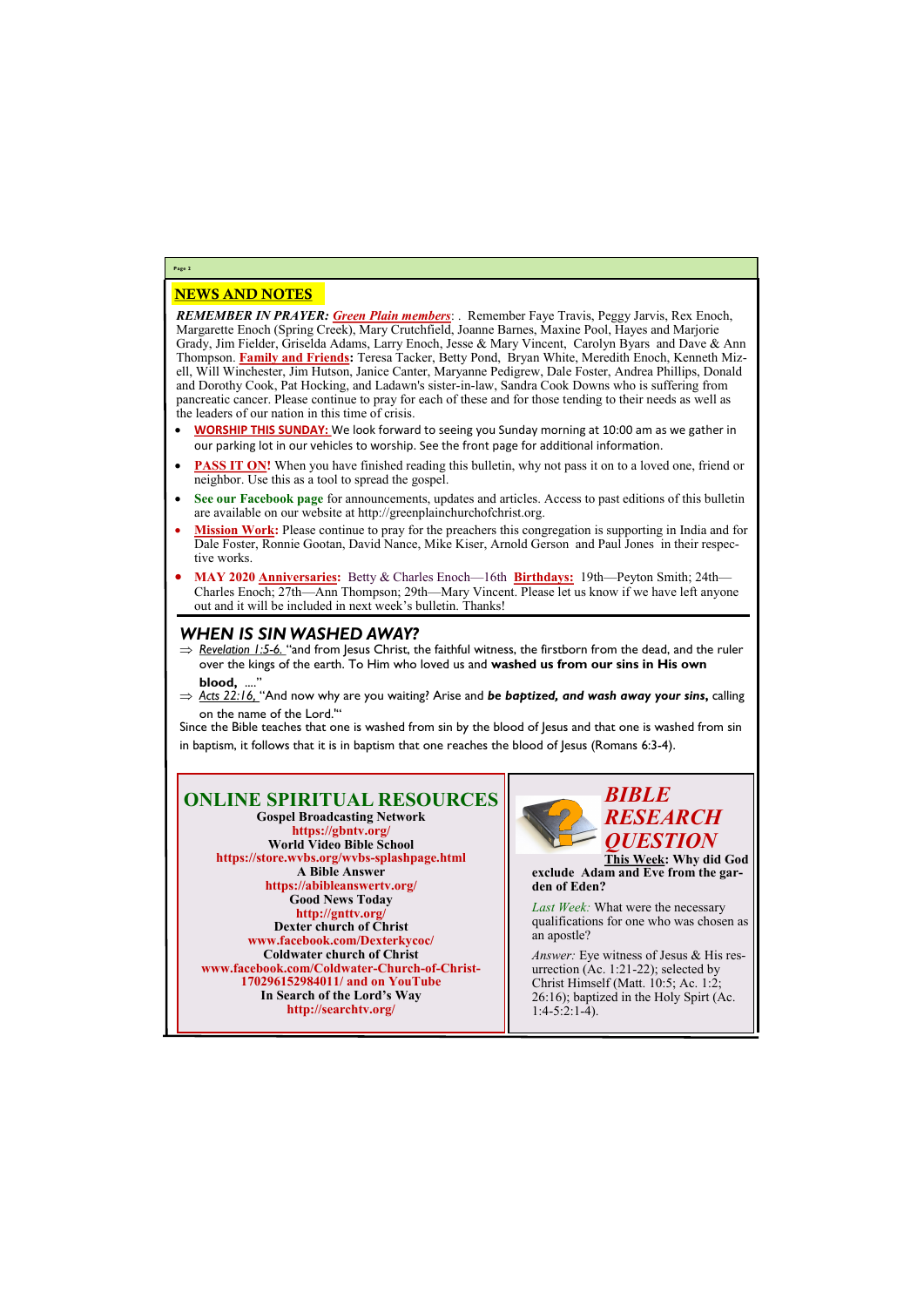## NEWS AND NOTES

***REMEMBER IN PRAYER:*** ***Green Plain members***: . Remember Faye Travis, Peggy Jarvis, Rex Enoch, Margarette Enoch (Spring Creek), Mary Crutchfield, Joanne Barnes, Maxine Pool, Hayes and Marjorie Grady, Jim Fielder, Griselda Adams, Larry Enoch, Jesse & Mary Vincent, Carolyn Byars and Dave & Ann Thompson. **Family and Friends:** Teresa Tacker, Betty Pond, Bryan White, Meredith Enoch, Kenneth Mizell, Will Winchester, Jim Hutson, Janice Canter, Maryanne Pedigrew, Dale Foster, Andrea Phillips, Donald and Dorothy Cook, Pat Hocking, and Ladawn's sister-in-law, Sandra Cook Downs who is suffering from pancreatic cancer. Please continue to pray for each of these and for those tending to their needs as well as the leaders of our nation in this time of crisis.

- **WORSHIP THIS SUNDAY:** We look forward to seeing you Sunday morning at 10:00 am as we gather in our parking lot in our vehicles to worship. See the front page for additional information.
- **PASS IT ON!** When you have finished reading this bulletin, why not pass it on to a loved one, friend or neighbor. Use this as a tool to spread the gospel.
- **See our Facebook page** for announcements, updates and articles. Access to past editions of this bulletin are available on our website at http://greenplainchurchofchrist.org.
- **Mission Work:** Please continue to pray for the preachers this congregation is supporting in India and for Dale Foster, Ronnie Gootan, David Nance, Mike Kiser, Arnold Gerson and Paul Jones in their respective works.
- **MAY 2020 Anniversaries:** Betty & Charles Enoch—16th **Birthdays:** 19th—Peyton Smith; 24th—Charles Enoch; 27th—Ann Thompson; 29th—Mary Vincent. Please let us know if we have left anyone out and it will be included in next week's bulletin. Thanks!

## *WHEN IS SIN WASHED AWAY?*

⇒ *Revelation 1:5-6,* "and from Jesus Christ, the faithful witness, the firstborn from the dead, and the ruler over the kings of the earth. To Him who loved us and **washed us from our sins in His own blood**, …."

⇒ *Acts 22:16,* "And now why are you waiting? Arise and ***be baptized, and wash away your sins***, calling on the name of the Lord."

Since the Bible teaches that one is washed from sin by the blood of Jesus and that one is washed from sin in baptism, it follows that it is in baptism that one reaches the blood of Jesus (Romans 6:3-4).

## ONLINE SPIRITUAL RESOURCES

**Gospel Broadcasting Network**
**https://gbntv.org/**
**World Video Bible School**
**https://store.wvbs.org/wvbs-splashpage.html**
**A Bible Answer**
**https://abibleanswertv.org/**
**Good News Today**
**http://gnttv.org/**
**Dexter church of Christ**
**www.facebook.com/Dexterkycoc/**
**Coldwater church of Christ**
**www.facebook.com/Coldwater-Church-of-Christ-170296152984011/ and on YouTube**
**In Search of the Lord's Way**
**http://searchtv.org/**

## *BIBLE RESEARCH QUESTION*

**This Week: Why did God exclude Adam and Eve from the garden of Eden?**

*Last Week:* What were the necessary qualifications for one who was chosen as an apostle?

*Answer:* Eye witness of Jesus & His resurrection (Ac. 1:21-22); selected by Christ Himself (Matt. 10:5; Ac. 1:2; 26:16); baptized in the Holy Spirt (Ac. 1:4-5:2:1-4).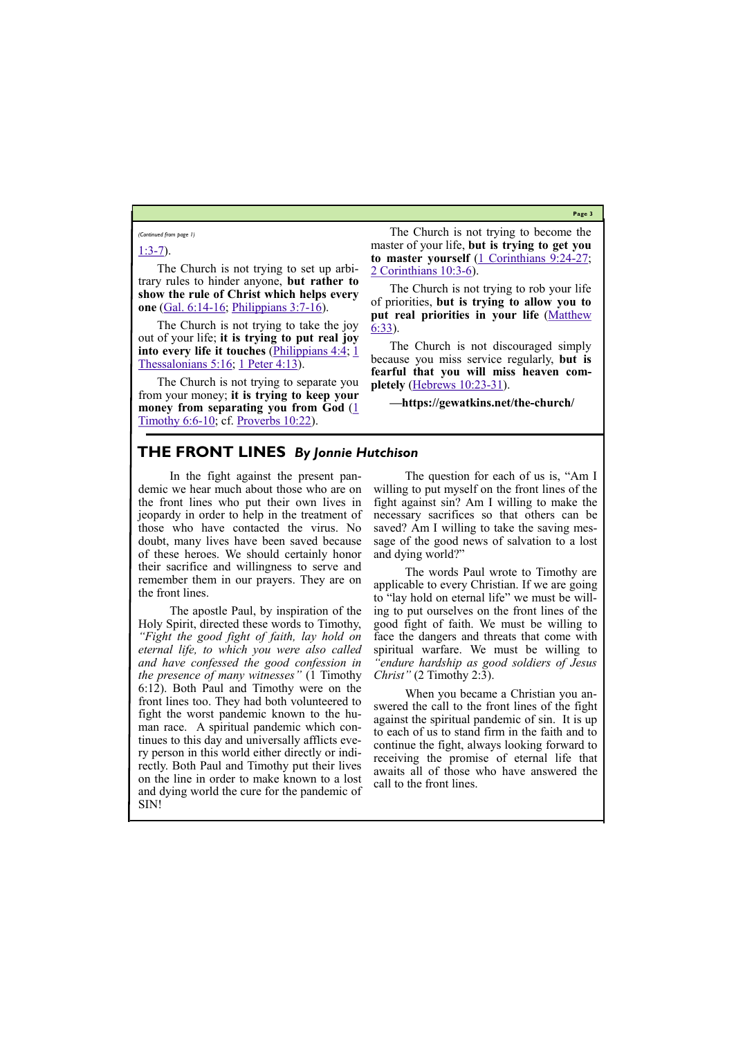*(Continued from page 1)*

1:3-7).

The Church is not trying to set up arbitrary rules to hinder anyone, **but rather to show the rule of Christ which helps every one** (Gal. 6:14-16; Philippians 3:7-16).

The Church is not trying to take the joy out of your life; **it is trying to put real joy into every life it touches** (Philippians 4:4; 1 Thessalonians 5:16; 1 Peter 4:13).

The Church is not trying to separate you from your money; **it is trying to keep your money from separating you from God** (1 Timothy 6:6-10; cf. Proverbs 10:22).

The Church is not trying to become the master of your life, **but is trying to get you to master yourself** (1 Corinthians 9:24-27; 2 Corinthians 10:3-6).

The Church is not trying to rob your life of priorities, **but is trying to allow you to put real priorities in your life** (Matthew 6:33).

The Church is not discouraged simply because you miss service regularly, **but is fearful that you will miss heaven completely** (Hebrews 10:23-31).

**—https://gewatkins.net/the-church/**

## THE FRONT LINES *By Jonnie Hutchison*

In the fight against the present pandemic we hear much about those who are on the front lines who put their own lives in jeopardy in order to help in the treatment of those who have contacted the virus. No doubt, many lives have been saved because of these heroes. We should certainly honor their sacrifice and willingness to serve and remember them in our prayers. They are on the front lines.

The apostle Paul, by inspiration of the Holy Spirit, directed these words to Timothy, *"Fight the good fight of faith, lay hold on eternal life, to which you were also called and have confessed the good confession in the presence of many witnesses"* (1 Timothy 6:12). Both Paul and Timothy were on the front lines too. They had both volunteered to fight the worst pandemic known to the human race. A spiritual pandemic which continues to this day and universally afflicts every person in this world either directly or indirectly. Both Paul and Timothy put their lives on the line in order to make known to a lost and dying world the cure for the pandemic of SIN!

The question for each of us is, "Am I willing to put myself on the front lines of the fight against sin? Am I willing to make the necessary sacrifices so that others can be saved? Am I willing to take the saving message of the good news of salvation to a lost and dying world?"

The words Paul wrote to Timothy are applicable to every Christian. If we are going to "lay hold on eternal life" we must be willing to put ourselves on the front lines of the good fight of faith. We must be willing to face the dangers and threats that come with spiritual warfare. We must be willing to *"endure hardship as good soldiers of Jesus Christ"* (2 Timothy 2:3).

When you became a Christian you answered the call to the front lines of the fight against the spiritual pandemic of sin. It is up to each of us to stand firm in the faith and to continue the fight, always looking forward to receiving the promise of eternal life that awaits all of those who have answered the call to the front lines.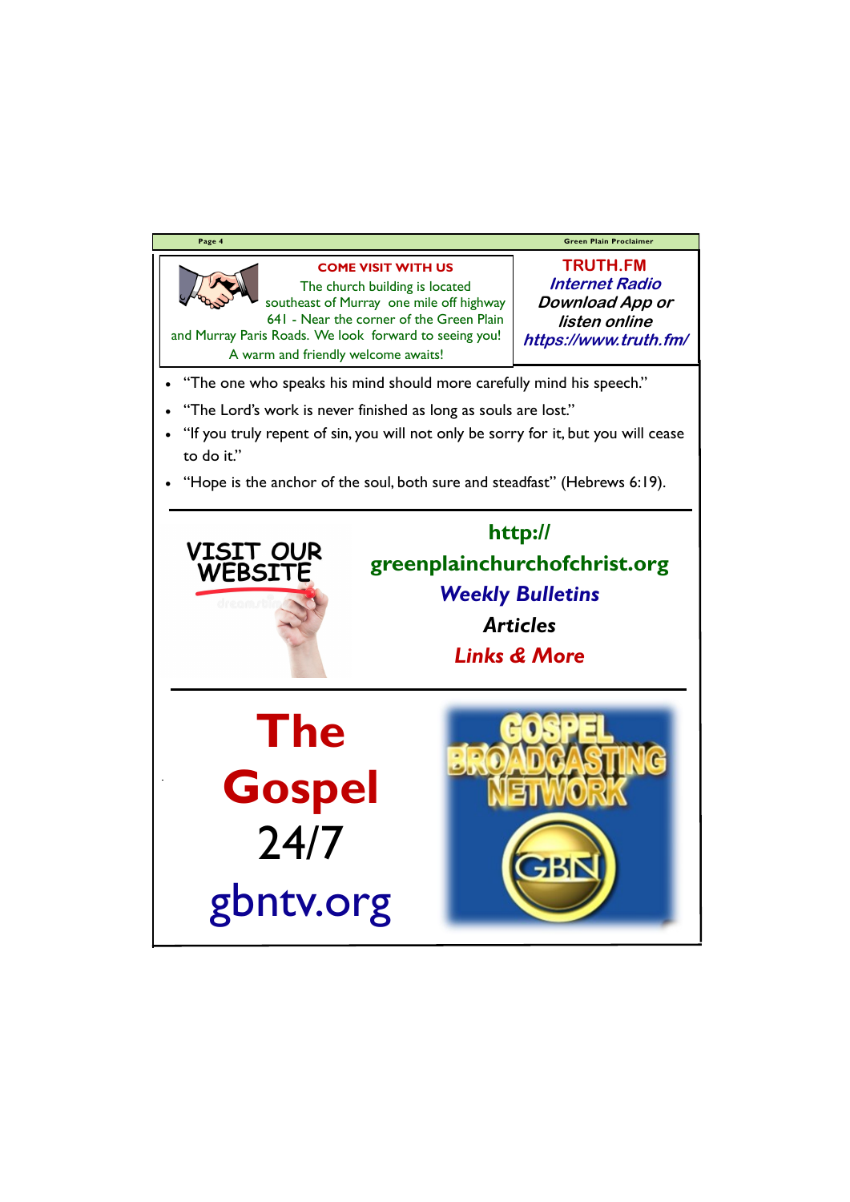**COME VISIT WITH US**

The church building is located southeast of Murray one mile off highway 641 - Near the corner of the Green Plain and Murray Paris Roads. We look forward to seeing you! A warm and friendly welcome awaits!

**TRUTH.FM**

***Internet Radio***

***Download App or listen online***

***https://www.truth.fm/***

- "The one who speaks his mind should more carefully mind his speech."
- "The Lord's work is never finished as long as souls are lost."
- "If you truly repent of sin, you will not only be sorry for it, but you will cease to do it."
- "Hope is the anchor of the soul, both sure and steadfast" (Hebrews 6:19).

---

VISIT OUR WEBSITE

**http://greenplainchurchofchrist.org**

***Weekly Bulletins***

***Articles***

***Links & More***

---

**The Gospel**

24/7

gbntv.org

GOSPEL BROADCASTING NETWORK

GBN